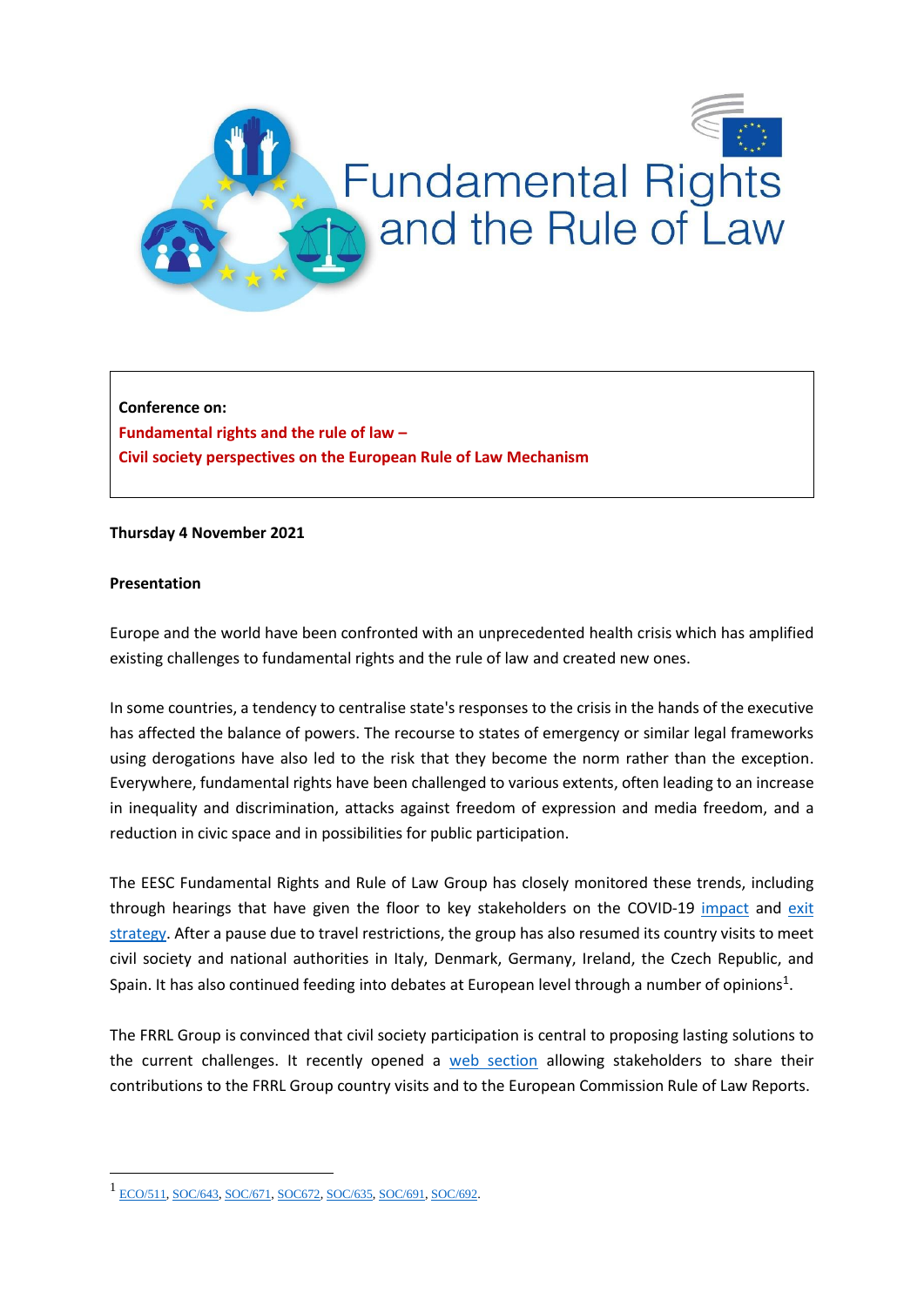# Fundamental Rights and the Rule of Law

**Conference on:**
**Fundamental rights and the rule of law –**
**Civil society perspectives on the European Rule of Law Mechanism**

**Thursday 4 November 2021**

**Presentation**

Europe and the world have been confronted with an unprecedented health crisis which has amplified existing challenges to fundamental rights and the rule of law and created new ones.

In some countries, a tendency to centralise state's responses to the crisis in the hands of the executive has affected the balance of powers. The recourse to states of emergency or similar legal frameworks using derogations have also led to the risk that they become the norm rather than the exception. Everywhere, fundamental rights have been challenged to various extents, often leading to an increase in inequality and discrimination, attacks against freedom of expression and media freedom, and a reduction in civic space and in possibilities for public participation.

The EESC Fundamental Rights and Rule of Law Group has closely monitored these trends, including through hearings that have given the floor to key stakeholders on the COVID-19 impact and exit strategy. After a pause due to travel restrictions, the group has also resumed its country visits to meet civil society and national authorities in Italy, Denmark, Germany, Ireland, the Czech Republic, and Spain. It has also continued feeding into debates at European level through a number of opinions[1].

The FRRL Group is convinced that civil society participation is central to proposing lasting solutions to the current challenges. It recently opened a web section allowing stakeholders to share their contributions to the FRRL Group country visits and to the European Commission Rule of Law Reports.

---

[1] ECO/511, SOC/643, SOC/671, SOC672, SOC/635, SOC/691, SOC/692.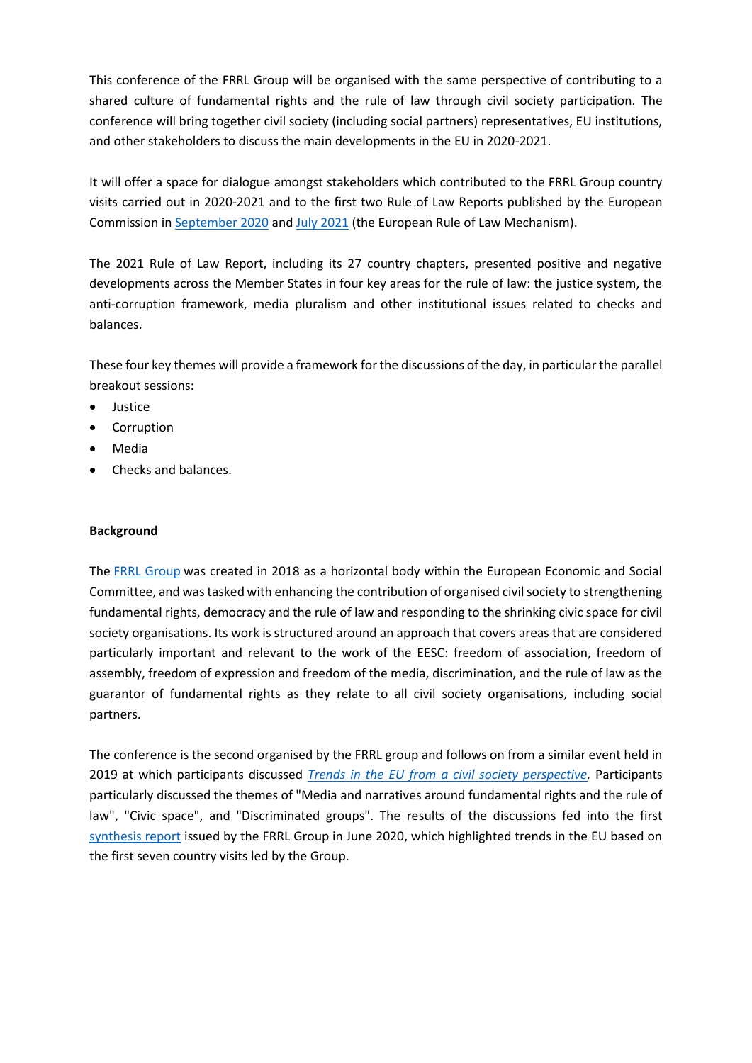This conference of the FRRL Group will be organised with the same perspective of contributing to a shared culture of fundamental rights and the rule of law through civil society participation. The conference will bring together civil society (including social partners) representatives, EU institutions, and other stakeholders to discuss the main developments in the EU in 2020-2021.

It will offer a space for dialogue amongst stakeholders which contributed to the FRRL Group country visits carried out in 2020-2021 and to the first two Rule of Law Reports published by the European Commission in September 2020 and July 2021 (the European Rule of Law Mechanism).

The 2021 Rule of Law Report, including its 27 country chapters, presented positive and negative developments across the Member States in four key areas for the rule of law: the justice system, the anti-corruption framework, media pluralism and other institutional issues related to checks and balances.

These four key themes will provide a framework for the discussions of the day, in particular the parallel breakout sessions:

- Justice
- Corruption
- Media
- Checks and balances.

**Background**

The FRRL Group was created in 2018 as a horizontal body within the European Economic and Social Committee, and was tasked with enhancing the contribution of organised civil society to strengthening fundamental rights, democracy and the rule of law and responding to the shrinking civic space for civil society organisations. Its work is structured around an approach that covers areas that are considered particularly important and relevant to the work of the EESC: freedom of association, freedom of assembly, freedom of expression and freedom of the media, discrimination, and the rule of law as the guarantor of fundamental rights as they relate to all civil society organisations, including social partners.

The conference is the second organised by the FRRL group and follows on from a similar event held in 2019 at which participants discussed *Trends in the EU from a civil society perspective*. Participants particularly discussed the themes of "Media and narratives around fundamental rights and the rule of law", "Civic space", and "Discriminated groups". The results of the discussions fed into the first synthesis report issued by the FRRL Group in June 2020, which highlighted trends in the EU based on the first seven country visits led by the Group.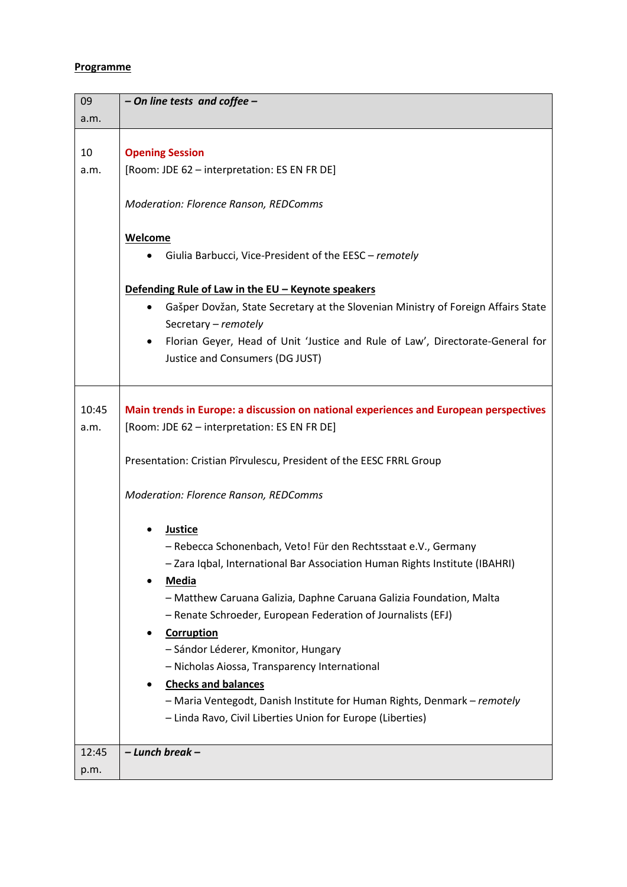**Programme**

| 09 a.m. | ***– On line tests  and coffee –*** |
|---|---|
| 10 a.m. | **Opening Session**<br>[Room: JDE 62 – interpretation: ES EN FR DE]<br><br>*Moderation: Florence Ranson, REDComms*<br><br>**Welcome**<br>• Giulia Barbucci, Vice-President of the EESC – *remotely*<br><br>**Defending Rule of Law in the EU – Keynote speakers**<br>• Gašper Dovžan, State Secretary at the Slovenian Ministry of Foreign Affairs State Secretary – *remotely*<br>• Florian Geyer, Head of Unit 'Justice and Rule of Law', Directorate-General for Justice and Consumers (DG JUST) |
| 10:45 a.m. | **Main trends in Europe: a discussion on national experiences and European perspectives**<br>[Room: JDE 62 – interpretation: ES EN FR DE]<br><br>Presentation: Cristian Pîrvulescu, President of the EESC FRRL Group<br><br>*Moderation: Florence Ranson, REDComms*<br><br>• **Justice**<br>– Rebecca Schonenbach, Veto! Für den Rechtsstaat e.V., Germany<br>– Zara Iqbal, International Bar Association Human Rights Institute (IBAHRI)<br>• **Media**<br>– Matthew Caruana Galizia, Daphne Caruana Galizia Foundation, Malta<br>– Renate Schroeder, European Federation of Journalists (EFJ)<br>• **Corruption**<br>– Sándor Léderer, Kmonitor, Hungary<br>– Nicholas Aiossa, Transparency International<br>• **Checks and balances**<br>– Maria Ventegodt, Danish Institute for Human Rights, Denmark – *remotely*<br>– Linda Ravo, Civil Liberties Union for Europe (Liberties) |
| 12:45 p.m. | ***– Lunch break –*** |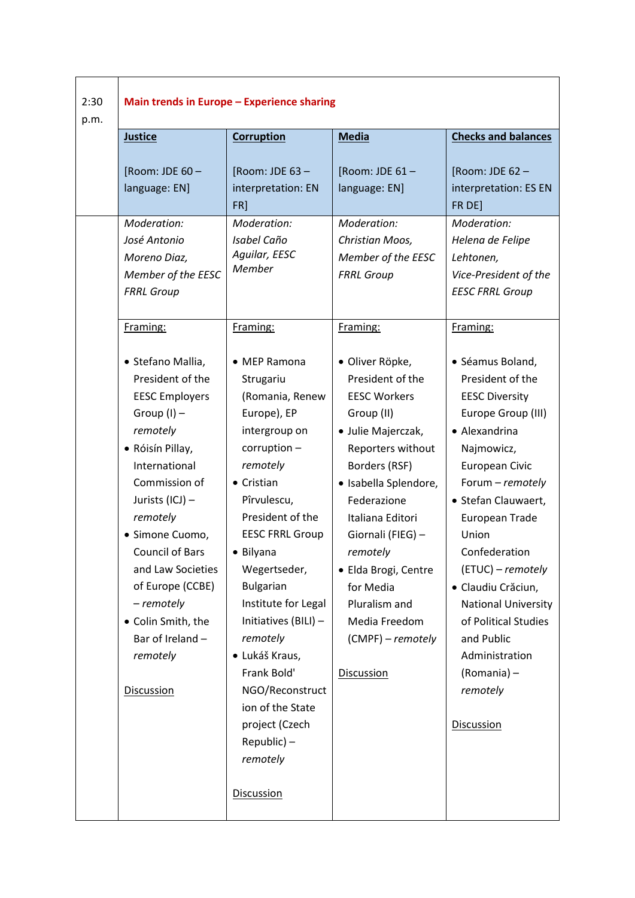| 2:30 p.m. | **Main trends in Europe – Experience sharing** | | | |
|---|---|---|---|---|
| | **Justice**<br><br>[Room: JDE 60 – language: EN] | **Corruption**<br><br>[Room: JDE 63 – interpretation: EN FR] | **Media**<br><br>[Room: JDE 61 – language: EN] | **Checks and balances**<br><br>[Room: JDE 62 – interpretation: ES EN FR DE] |
| | *Moderation: José Antonio Moreno Diaz, Member of the EESC FRRL Group* | *Moderation: Isabel Caño Aguilar, EESC Member* | *Moderation: Christian Moos, Member of the EESC FRRL Group* | *Moderation: Helena de Felipe Lehtonen, Vice-President of the EESC FRRL Group* |
| | Framing:<br><br>• Stefano Mallia, President of the EESC Employers Group (I) – *remotely*<br>• Róisín Pillay, International Commission of Jurists (ICJ) – *remotely*<br>• Simone Cuomo, Council of Bars and Law Societies of Europe (CCBE) – *remotely*<br>• Colin Smith, the Bar of Ireland – *remotely*<br><br>Discussion | Framing:<br><br>• MEP Ramona Strugariu (Romania, Renew Europe), EP intergroup on corruption – *remotely*<br>• Cristian Pîrvulescu, President of the EESC FRRL Group<br>• Bilyana Wegertseder, Bulgarian Institute for Legal Initiatives (BILI) – *remotely*<br>• Lukáš Kraus, Frank Bold' NGO/Reconstruction of the State project (Czech Republic) – *remotely*<br><br>Discussion | Framing:<br><br>• Oliver Röpke, President of the EESC Workers Group (II)<br>• Julie Majerczak, Reporters without Borders (RSF)<br>• Isabella Splendore, Federazione Italiana Editori Giornali (FIEG) – *remotely*<br>• Elda Brogi, Centre for Media Pluralism and Media Freedom (CMPF) – *remotely*<br><br>Discussion | Framing:<br><br>• Séamus Boland, President of the EESC Diversity Europe Group (III)<br>• Alexandrina Najmowicz, European Civic Forum – *remotely*<br>• Stefan Clauwaert, European Trade Union Confederation (ETUC) – *remotely*<br>• Claudiu Crăciun, National University of Political Studies and Public Administration (Romania) – *remotely*<br><br>Discussion |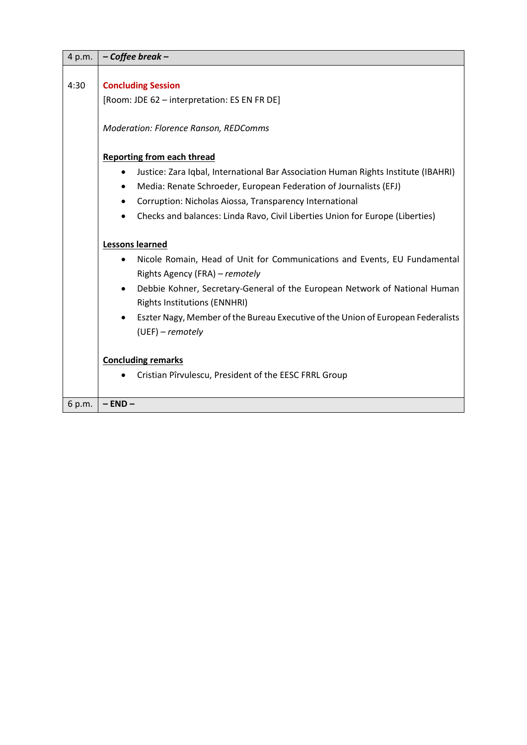| 4 p.m. | ***– Coffee break –*** |
|---|---|
| 4:30 | **Concluding Session**<br>[Room: JDE 62 – interpretation: ES EN FR DE]<br><br>*Moderation: Florence Ranson, REDComms*<br><br>**Reporting from each thread**<br>• Justice: Zara Iqbal, International Bar Association Human Rights Institute (IBAHRI)<br>• Media: Renate Schroeder, European Federation of Journalists (EFJ)<br>• Corruption: Nicholas Aiossa, Transparency International<br>• Checks and balances: Linda Ravo, Civil Liberties Union for Europe (Liberties)<br><br>**Lessons learned**<br>• Nicole Romain, Head of Unit for Communications and Events, EU Fundamental Rights Agency (FRA) – *remotely*<br>• Debbie Kohner, Secretary-General of the European Network of National Human Rights Institutions (ENNHRI)<br>• Eszter Nagy, Member of the Bureau Executive of the Union of European Federalists (UEF) – *remotely*<br><br>**Concluding remarks**<br>• Cristian Pîrvulescu, President of the EESC FRRL Group |
| 6 p.m. | **– END –** |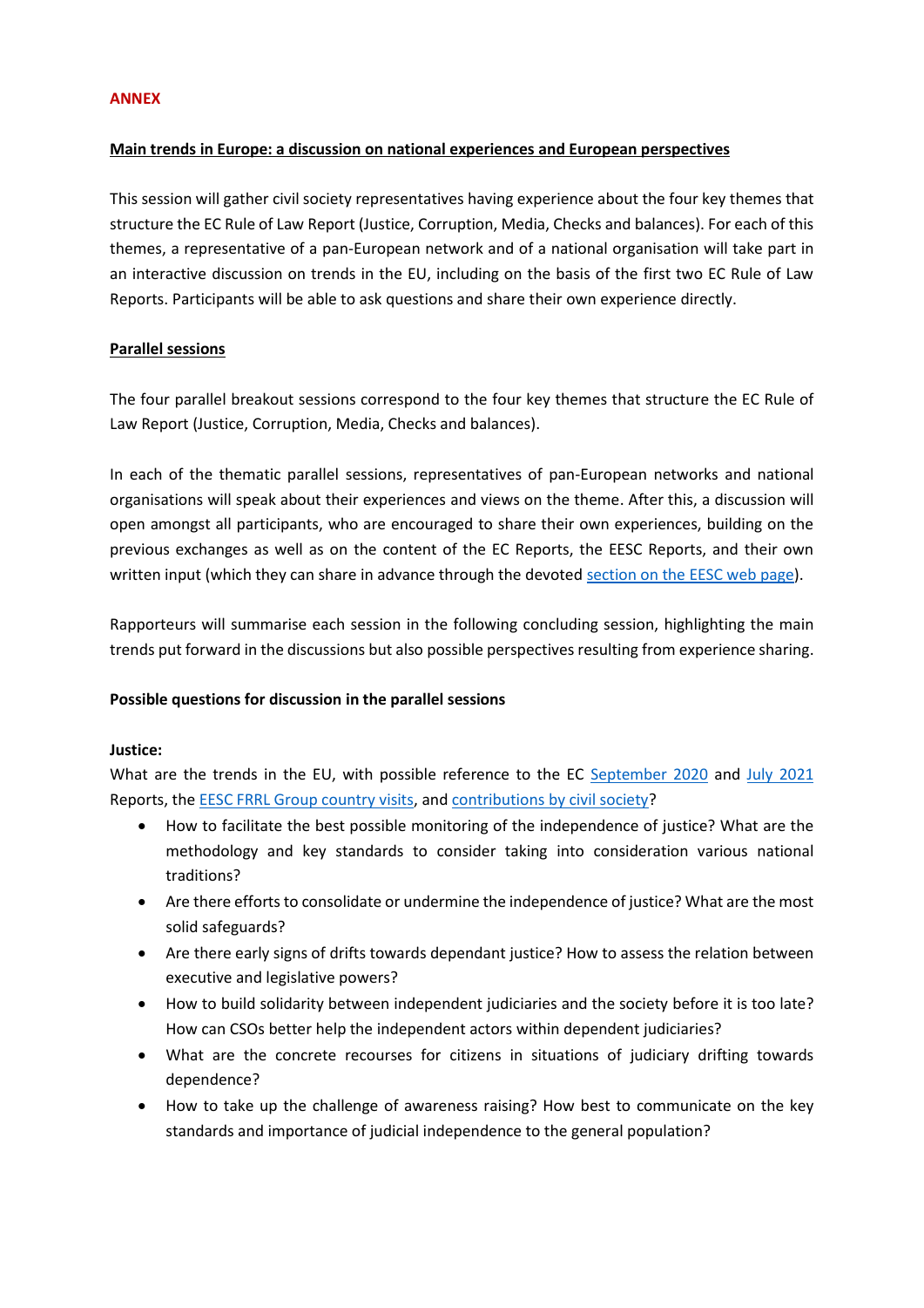**ANNEX**

**Main trends in Europe: a discussion on national experiences and European perspectives**

This session will gather civil society representatives having experience about the four key themes that structure the EC Rule of Law Report (Justice, Corruption, Media, Checks and balances). For each of this themes, a representative of a pan-European network and of a national organisation will take part in an interactive discussion on trends in the EU, including on the basis of the first two EC Rule of Law Reports. Participants will be able to ask questions and share their own experience directly.

**Parallel sessions**

The four parallel breakout sessions correspond to the four key themes that structure the EC Rule of Law Report (Justice, Corruption, Media, Checks and balances).

In each of the thematic parallel sessions, representatives of pan-European networks and national organisations will speak about their experiences and views on the theme. After this, a discussion will open amongst all participants, who are encouraged to share their own experiences, building on the previous exchanges as well as on the content of the EC Reports, the EESC Reports, and their own written input (which they can share in advance through the devoted section on the EESC web page).

Rapporteurs will summarise each session in the following concluding session, highlighting the main trends put forward in the discussions but also possible perspectives resulting from experience sharing.

**Possible questions for discussion in the parallel sessions**

**Justice:**
What are the trends in the EU, with possible reference to the EC September 2020 and July 2021 Reports, the EESC FRRL Group country visits, and contributions by civil society?

- How to facilitate the best possible monitoring of the independence of justice? What are the methodology and key standards to consider taking into consideration various national traditions?
- Are there efforts to consolidate or undermine the independence of justice? What are the most solid safeguards?
- Are there early signs of drifts towards dependant justice? How to assess the relation between executive and legislative powers?
- How to build solidarity between independent judiciaries and the society before it is too late? How can CSOs better help the independent actors within dependent judiciaries?
- What are the concrete recourses for citizens in situations of judiciary drifting towards dependence?
- How to take up the challenge of awareness raising? How best to communicate on the key standards and importance of judicial independence to the general population?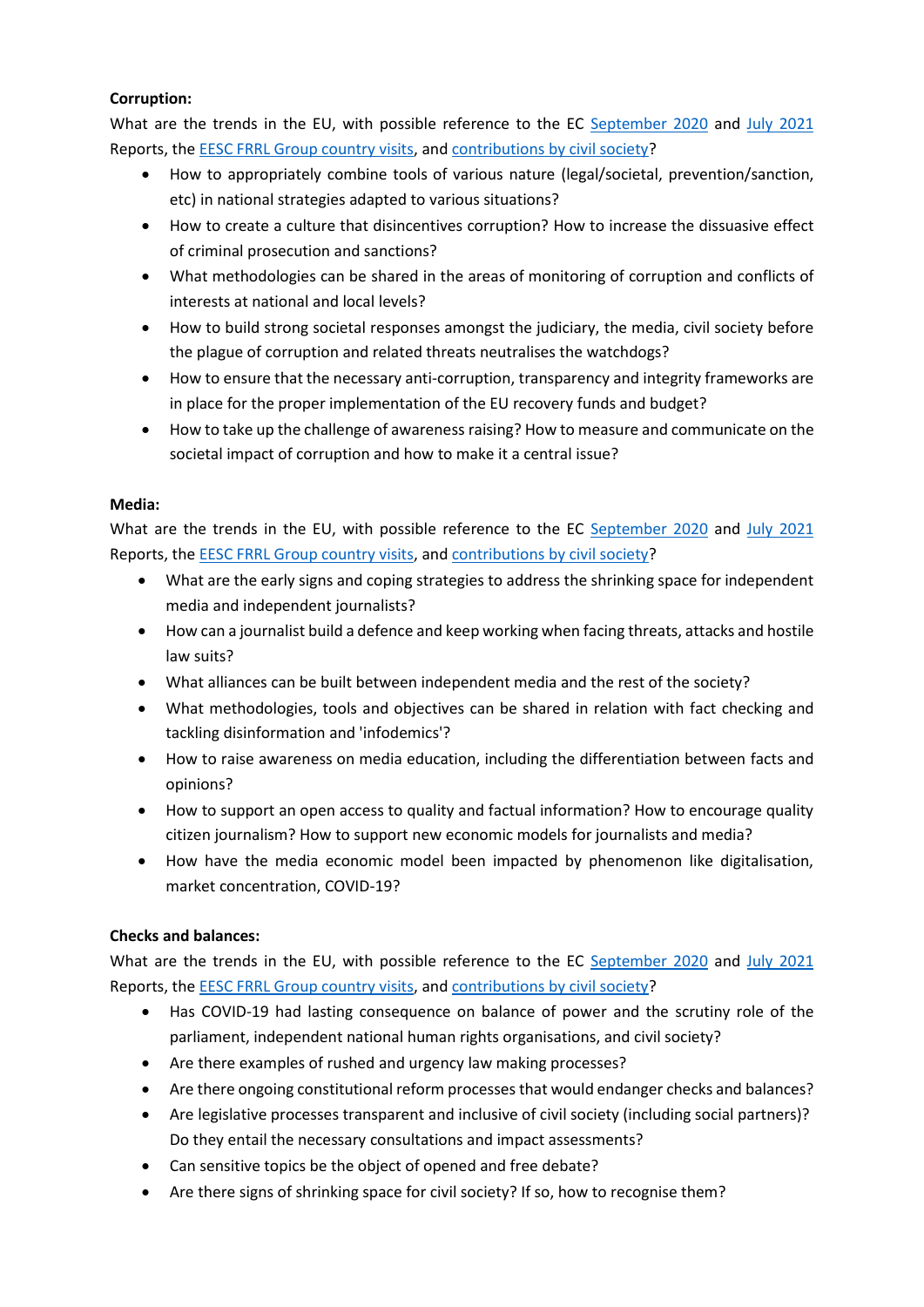**Corruption:**

What are the trends in the EU, with possible reference to the EC September 2020 and July 2021 Reports, the EESC FRRL Group country visits, and contributions by civil society?

- How to appropriately combine tools of various nature (legal/societal, prevention/sanction, etc) in national strategies adapted to various situations?
- How to create a culture that disincentives corruption? How to increase the dissuasive effect of criminal prosecution and sanctions?
- What methodologies can be shared in the areas of monitoring of corruption and conflicts of interests at national and local levels?
- How to build strong societal responses amongst the judiciary, the media, civil society before the plague of corruption and related threats neutralises the watchdogs?
- How to ensure that the necessary anti-corruption, transparency and integrity frameworks are in place for the proper implementation of the EU recovery funds and budget?
- How to take up the challenge of awareness raising? How to measure and communicate on the societal impact of corruption and how to make it a central issue?

**Media:**

What are the trends in the EU, with possible reference to the EC September 2020 and July 2021 Reports, the EESC FRRL Group country visits, and contributions by civil society?

- What are the early signs and coping strategies to address the shrinking space for independent media and independent journalists?
- How can a journalist build a defence and keep working when facing threats, attacks and hostile law suits?
- What alliances can be built between independent media and the rest of the society?
- What methodologies, tools and objectives can be shared in relation with fact checking and tackling disinformation and 'infodemics'?
- How to raise awareness on media education, including the differentiation between facts and opinions?
- How to support an open access to quality and factual information? How to encourage quality citizen journalism? How to support new economic models for journalists and media?
- How have the media economic model been impacted by phenomenon like digitalisation, market concentration, COVID-19?

**Checks and balances:**

What are the trends in the EU, with possible reference to the EC September 2020 and July 2021 Reports, the EESC FRRL Group country visits, and contributions by civil society?

- Has COVID-19 had lasting consequence on balance of power and the scrutiny role of the parliament, independent national human rights organisations, and civil society?
- Are there examples of rushed and urgency law making processes?
- Are there ongoing constitutional reform processes that would endanger checks and balances?
- Are legislative processes transparent and inclusive of civil society (including social partners)? Do they entail the necessary consultations and impact assessments?
- Can sensitive topics be the object of opened and free debate?
- Are there signs of shrinking space for civil society? If so, how to recognise them?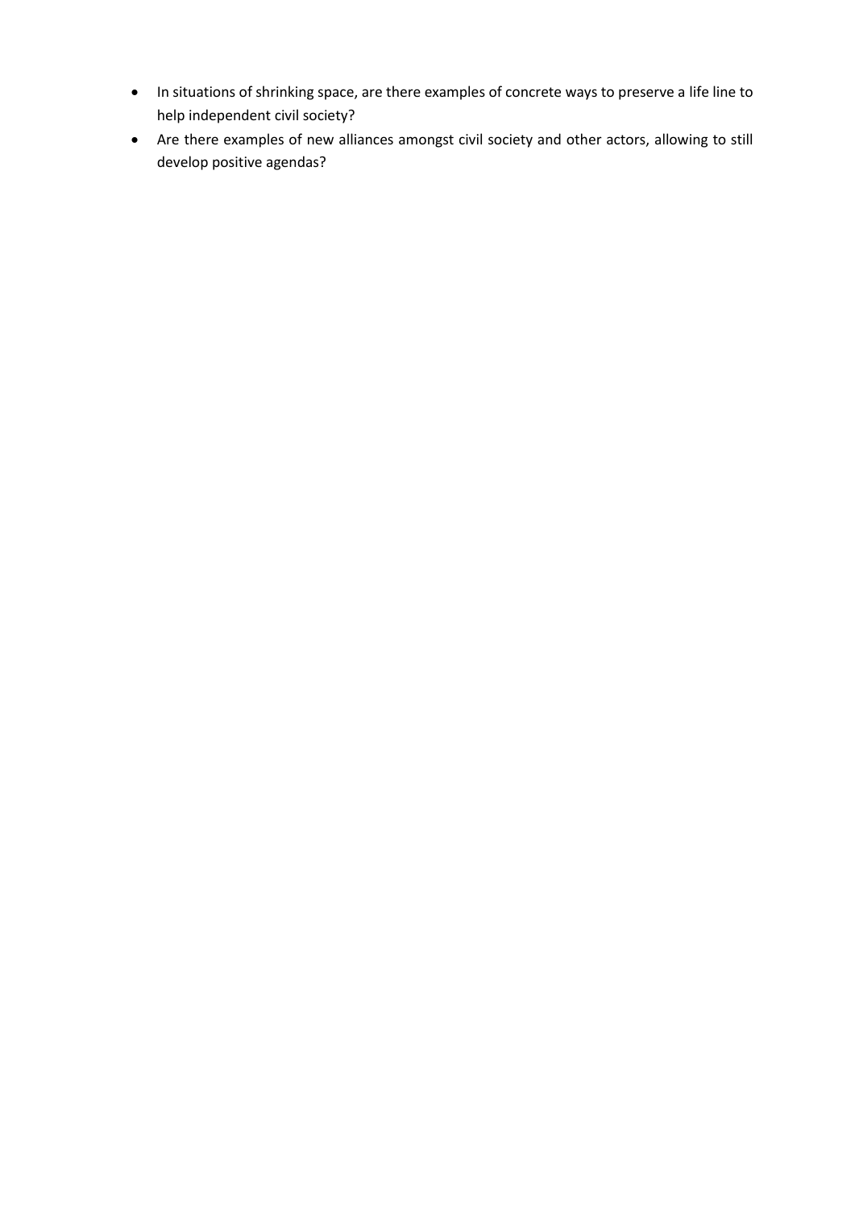- In situations of shrinking space, are there examples of concrete ways to preserve a life line to help independent civil society?
- Are there examples of new alliances amongst civil society and other actors, allowing to still develop positive agendas?